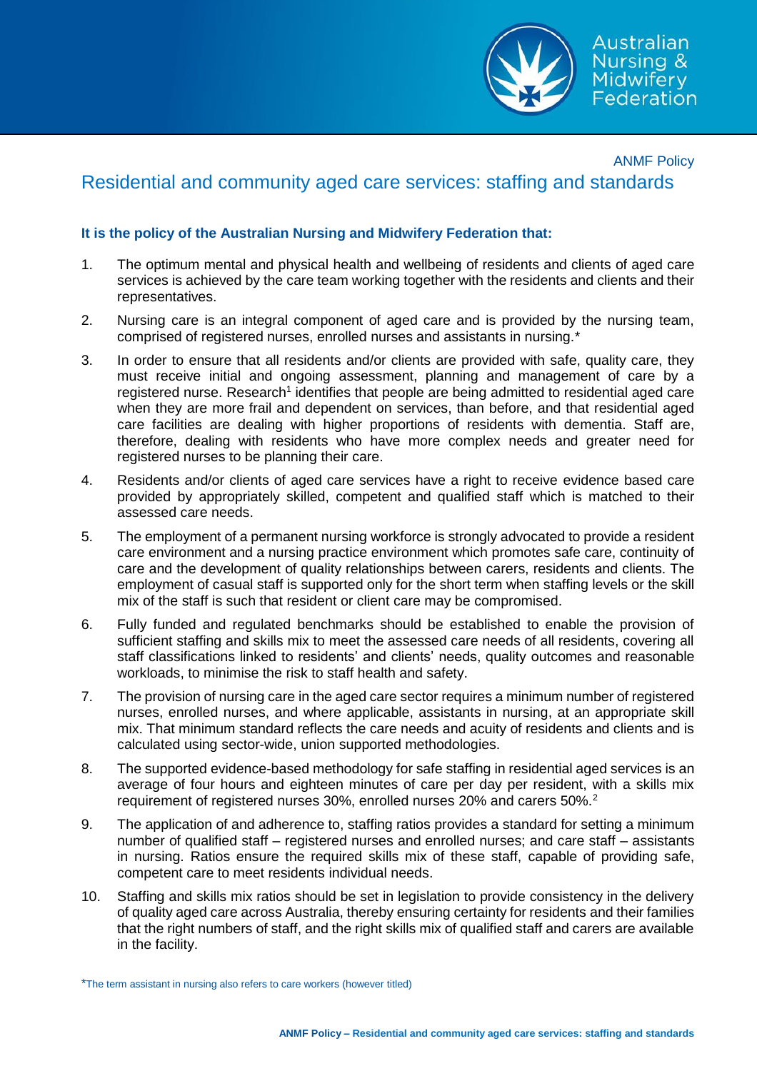Australian Nursing & Midwifery Federation

ANMF Policy

# Residential and community aged care services: staffing and standards

**It is the policy of the Australian Nursing and Midwifery Federation that:**

1. The optimum mental and physical health and wellbeing of residents and clients of aged care services is achieved by the care team working together with the residents and clients and their representatives.
2. Nursing care is an integral component of aged care and is provided by the nursing team, comprised of registered nurses, enrolled nurses and assistants in nursing.*
3. In order to ensure that all residents and/or clients are provided with safe, quality care, they must receive initial and ongoing assessment, planning and management of care by a registered nurse. Research[1] identifies that people are being admitted to residential aged care when they are more frail and dependent on services, than before, and that residential aged care facilities are dealing with higher proportions of residents with dementia. Staff are, therefore, dealing with residents who have more complex needs and greater need for registered nurses to be planning their care.
4. Residents and/or clients of aged care services have a right to receive evidence based care provided by appropriately skilled, competent and qualified staff which is matched to their assessed care needs.
5. The employment of a permanent nursing workforce is strongly advocated to provide a resident care environment and a nursing practice environment which promotes safe care, continuity of care and the development of quality relationships between carers, residents and clients. The employment of casual staff is supported only for the short term when staffing levels or the skill mix of the staff is such that resident or client care may be compromised.
6. Fully funded and regulated benchmarks should be established to enable the provision of sufficient staffing and skills mix to meet the assessed care needs of all residents, covering all staff classifications linked to residents' and clients' needs, quality outcomes and reasonable workloads, to minimise the risk to staff health and safety.
7. The provision of nursing care in the aged care sector requires a minimum number of registered nurses, enrolled nurses, and where applicable, assistants in nursing, at an appropriate skill mix. That minimum standard reflects the care needs and acuity of residents and clients and is calculated using sector-wide, union supported methodologies.
8. The supported evidence-based methodology for safe staffing in residential aged services is an average of four hours and eighteen minutes of care per day per resident, with a skills mix requirement of registered nurses 30%, enrolled nurses 20% and carers 50%.[2]
9. The application of and adherence to, staffing ratios provides a standard for setting a minimum number of qualified staff – registered nurses and enrolled nurses; and care staff – assistants in nursing. Ratios ensure the required skills mix of these staff, capable of providing safe, competent care to meet residents individual needs.
10. Staffing and skills mix ratios should be set in legislation to provide consistency in the delivery of quality aged care across Australia, thereby ensuring certainty for residents and their families that the right numbers of staff, and the right skills mix of qualified staff and carers are available in the facility.

*The term assistant in nursing also refers to care workers (however titled)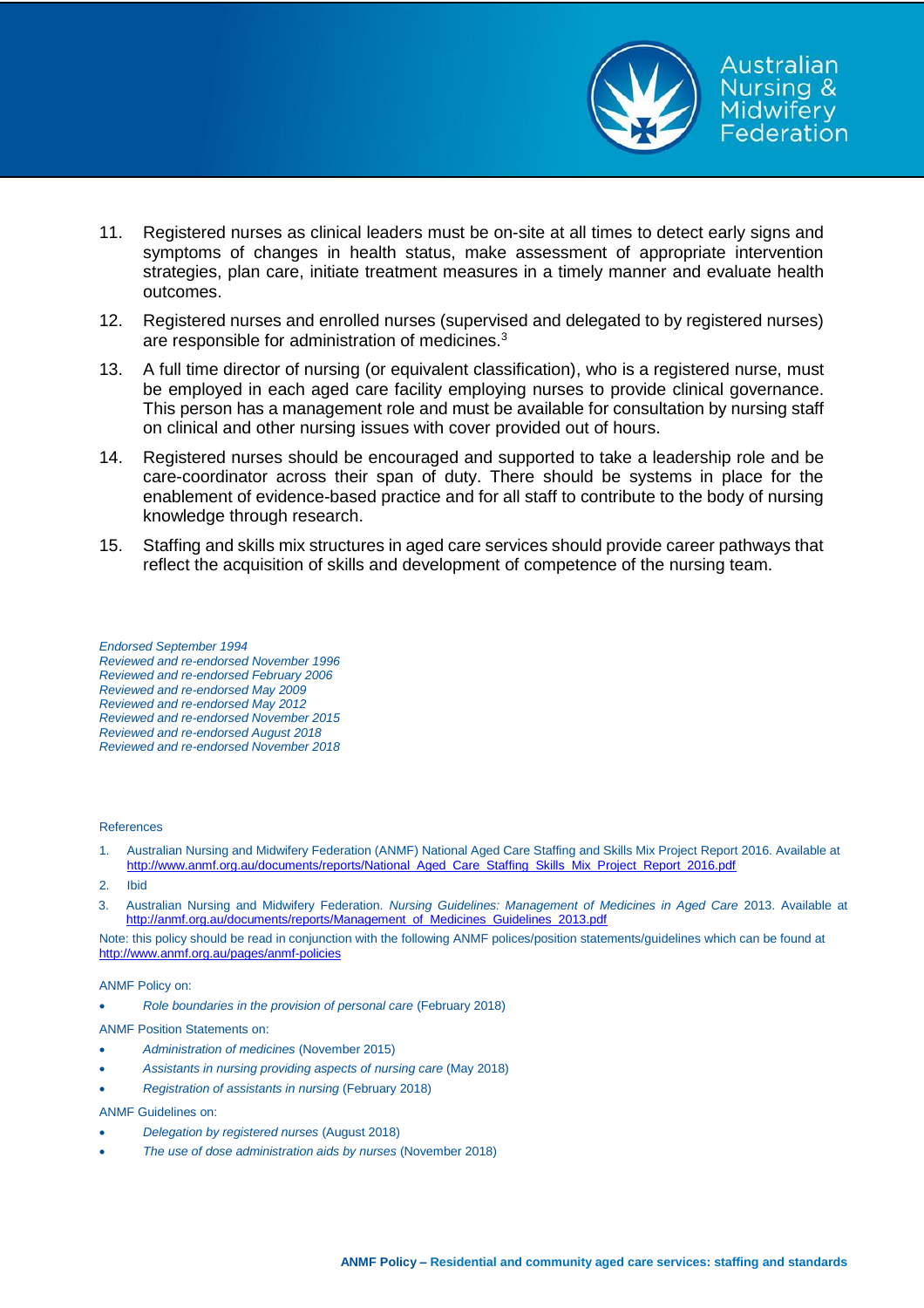11. Registered nurses as clinical leaders must be on-site at all times to detect early signs and symptoms of changes in health status, make assessment of appropriate intervention strategies, plan care, initiate treatment measures in a timely manner and evaluate health outcomes.

12. Registered nurses and enrolled nurses (supervised and delegated to by registered nurses) are responsible for administration of medicines.[3]

13. A full time director of nursing (or equivalent classification), who is a registered nurse, must be employed in each aged care facility employing nurses to provide clinical governance. This person has a management role and must be available for consultation by nursing staff on clinical and other nursing issues with cover provided out of hours.

14. Registered nurses should be encouraged and supported to take a leadership role and be care-coordinator across their span of duty. There should be systems in place for the enablement of evidence-based practice and for all staff to contribute to the body of nursing knowledge through research.

15. Staffing and skills mix structures in aged care services should provide career pathways that reflect the acquisition of skills and development of competence of the nursing team.

*Endorsed September 1994*
*Reviewed and re-endorsed November 1996*
*Reviewed and re-endorsed February 2006*
*Reviewed and re-endorsed May 2009*
*Reviewed and re-endorsed May 2012*
*Reviewed and re-endorsed November 2015*
*Reviewed and re-endorsed August 2018*
*Reviewed and re-endorsed November 2018*

References

1. Australian Nursing and Midwifery Federation (ANMF) National Aged Care Staffing and Skills Mix Project Report 2016. Available at http://www.anmf.org.au/documents/reports/National_Aged_Care_Staffing_Skills_Mix_Project_Report_2016.pdf
2. Ibid
3. Australian Nursing and Midwifery Federation. *Nursing Guidelines: Management of Medicines in Aged Care* 2013. Available at http://anmf.org.au/documents/reports/Management_of_Medicines_Guidelines_2013.pdf

Note: this policy should be read in conjunction with the following ANMF polices/position statements/guidelines which can be found at http://www.anmf.org.au/pages/anmf-policies

ANMF Policy on:

- *Role boundaries in the provision of personal care* (February 2018)

ANMF Position Statements on:

- *Administration of medicines* (November 2015)
- *Assistants in nursing providing aspects of nursing care* (May 2018)
- *Registration of assistants in nursing* (February 2018)

ANMF Guidelines on:

- *Delegation by registered nurses* (August 2018)
- *The use of dose administration aids by nurses* (November 2018)